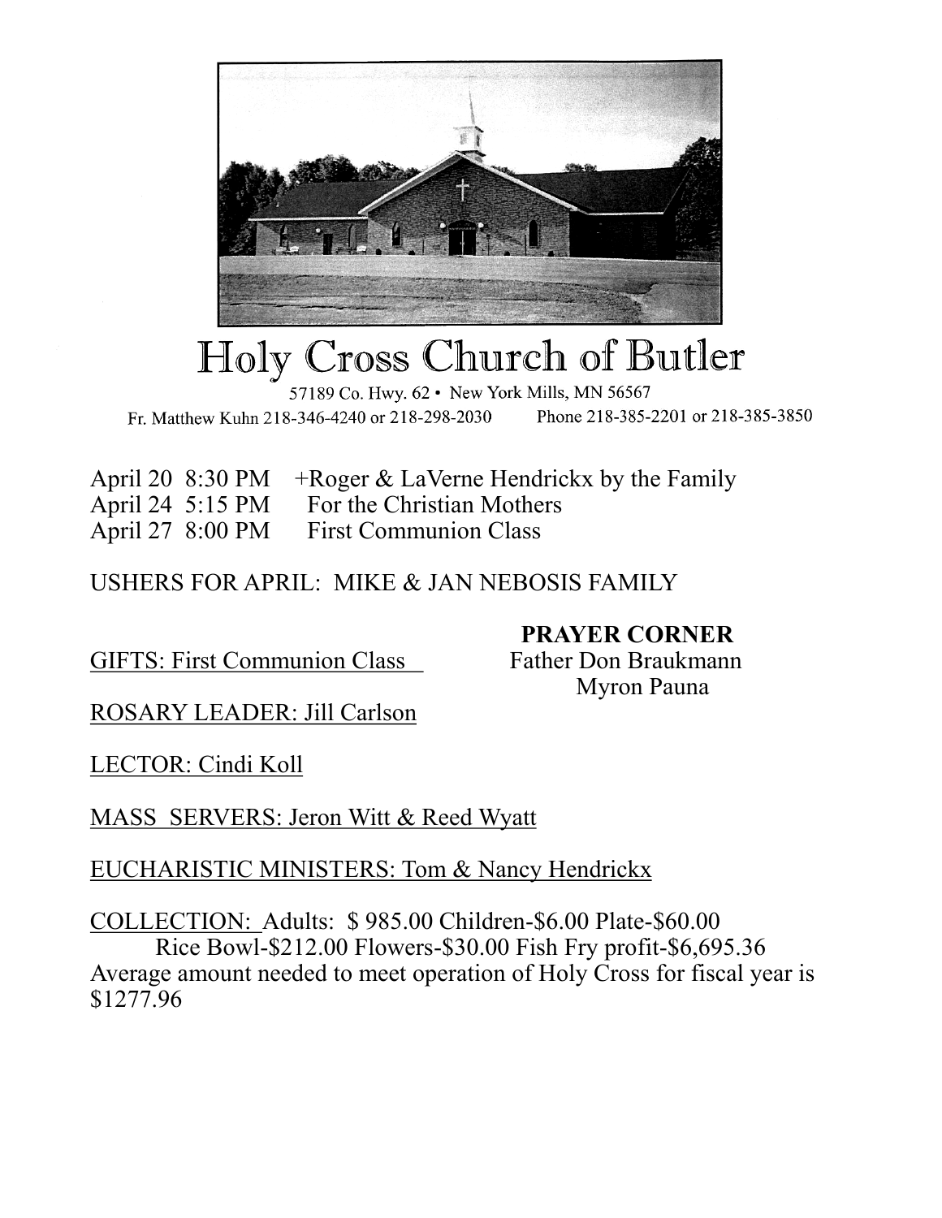# Holy Cross Church of Butler

57189 Co. Hwy. 62 • New York Mills, MN 56567

Fr. Matthew Kuhn 218-346-4240 or 218-298-2030 Phone 218-385-2201 or 218-385-3850

April 20 8:30 PM +Roger & LaVerne Hendrickx by the Family
April 24 5:15 PM For the Christian Mothers
April 27 8:00 PM First Communion Class

USHERS FOR APRIL: MIKE & JAN NEBOSIS FAMILY

**PRAYER CORNER**
Father Don Braukmann
Myron Pauna

GIFTS: First Communion Class

ROSARY LEADER: Jill Carlson

LECTOR: Cindi Koll

MASS SERVERS: Jeron Witt & Reed Wyatt

EUCHARISTIC MINISTERS: Tom & Nancy Hendrickx

COLLECTION: Adults: $ 985.00 Children-$6.00 Plate-$60.00
Rice Bowl-$212.00 Flowers-$30.00 Fish Fry profit-$6,695.36
Average amount needed to meet operation of Holy Cross for fiscal year is $1277.96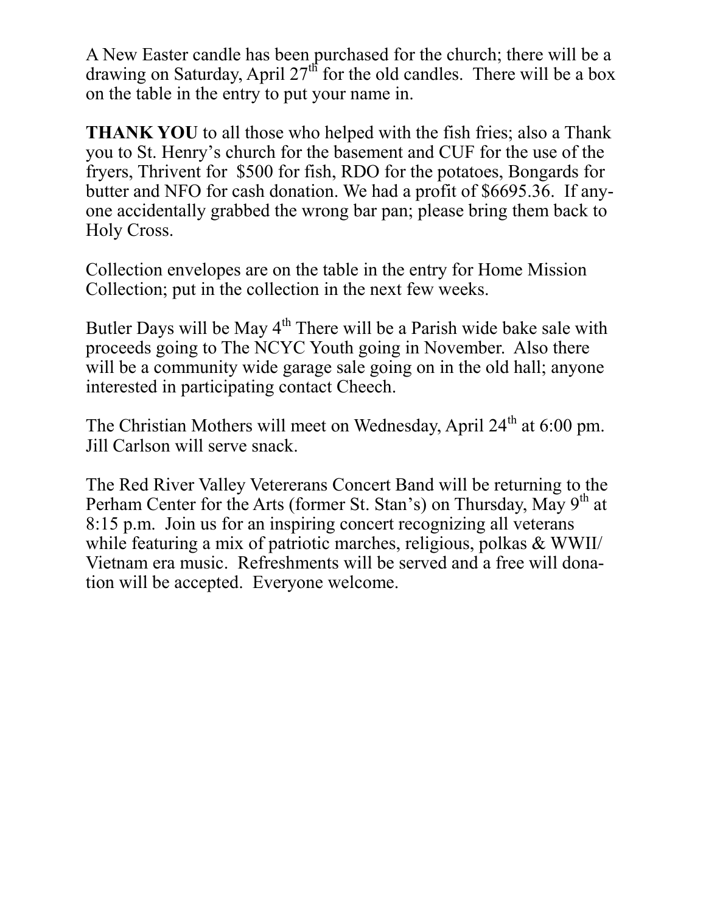A New Easter candle has been purchased for the church; there will be a drawing on Saturday, April 27th for the old candles. There will be a box on the table in the entry to put your name in.

**THANK YOU** to all those who helped with the fish fries; also a Thank you to St. Henry's church for the basement and CUF for the use of the fryers, Thrivent for $500 for fish, RDO for the potatoes, Bongards for butter and NFO for cash donation. We had a profit of $6695.36. If anyone accidentally grabbed the wrong bar pan; please bring them back to Holy Cross.

Collection envelopes are on the table in the entry for Home Mission Collection; put in the collection in the next few weeks.

Butler Days will be May 4th There will be a Parish wide bake sale with proceeds going to The NCYC Youth going in November. Also there will be a community wide garage sale going on in the old hall; anyone interested in participating contact Cheech.

The Christian Mothers will meet on Wednesday, April 24th at 6:00 pm. Jill Carlson will serve snack.

The Red River Valley Vetererans Concert Band will be returning to the Perham Center for the Arts (former St. Stan's) on Thursday, May 9th at 8:15 p.m. Join us for an inspiring concert recognizing all veterans while featuring a mix of patriotic marches, religious, polkas & WWII/ Vietnam era music. Refreshments will be served and a free will donation will be accepted. Everyone welcome.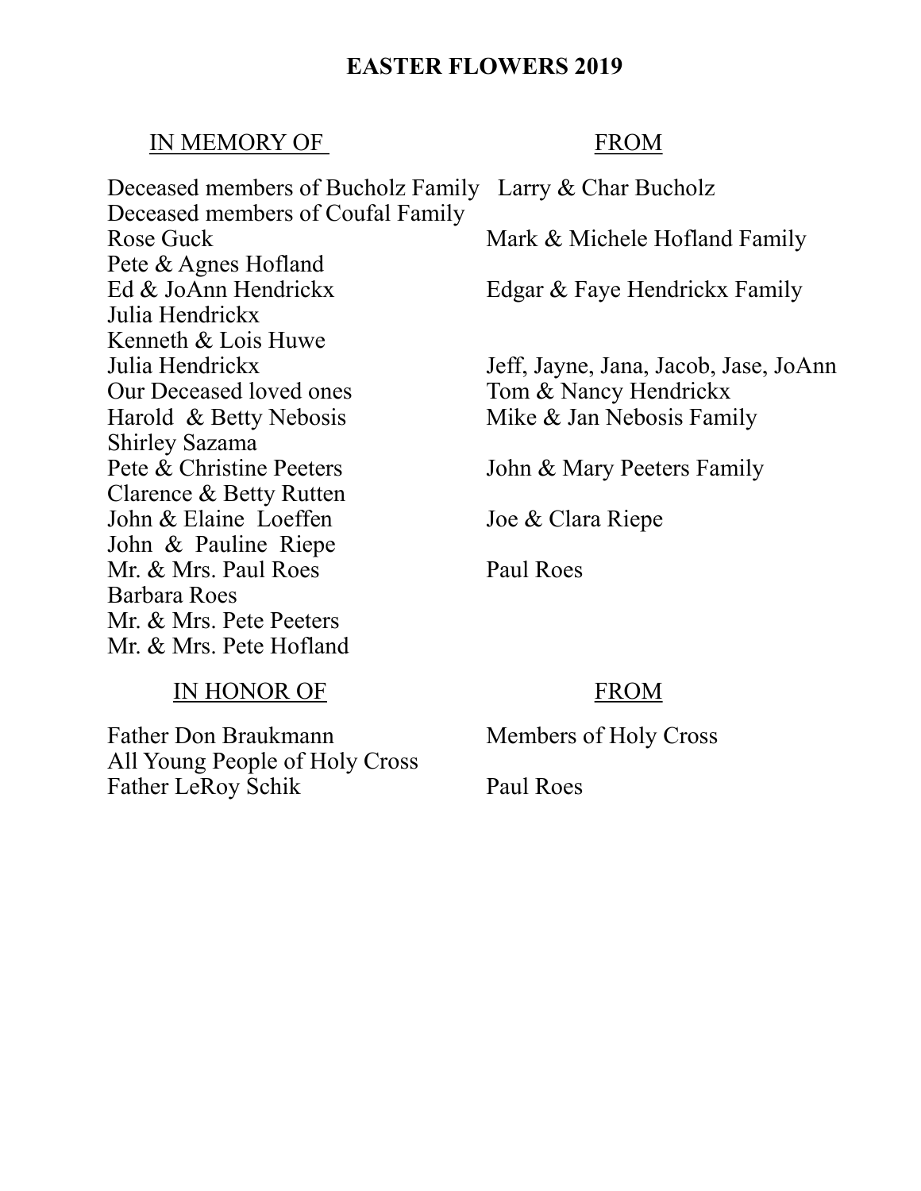# EASTER FLOWERS 2019

| IN MEMORY OF | FROM |
| --- | --- |
| Deceased members of Bucholz Family | Larry & Char Bucholz |
| Deceased members of Coufal Family | |
| Rose Guck | Mark & Michele Hofland Family |
| Pete & Agnes Hofland | |
| Ed & JoAnn Hendrickx | Edgar & Faye Hendrickx Family |
| Julia Hendrickx | |
| Kenneth & Lois Huwe | |
| Julia Hendrickx | Jeff, Jayne, Jana, Jacob, Jase, JoAnn |
| Our Deceased loved ones | Tom & Nancy Hendrickx |
| Harold & Betty Nebosis | Mike & Jan Nebosis Family |
| Shirley Sazama | |
| Pete & Christine Peeters | John & Mary Peeters Family |
| Clarence & Betty Rutten | |
| John & Elaine Loeffen | Joe & Clara Riepe |
| John & Pauline Riepe | |
| Mr. & Mrs. Paul Roes | Paul Roes |
| Barbara Roes | |
| Mr. & Mrs. Pete Peeters | |
| Mr. & Mrs. Pete Hofland | |

| IN HONOR OF | FROM |
| --- | --- |
| Father Don Braukmann | Members of Holy Cross |
| All Young People of Holy Cross | |
| Father LeRoy Schik | Paul Roes |